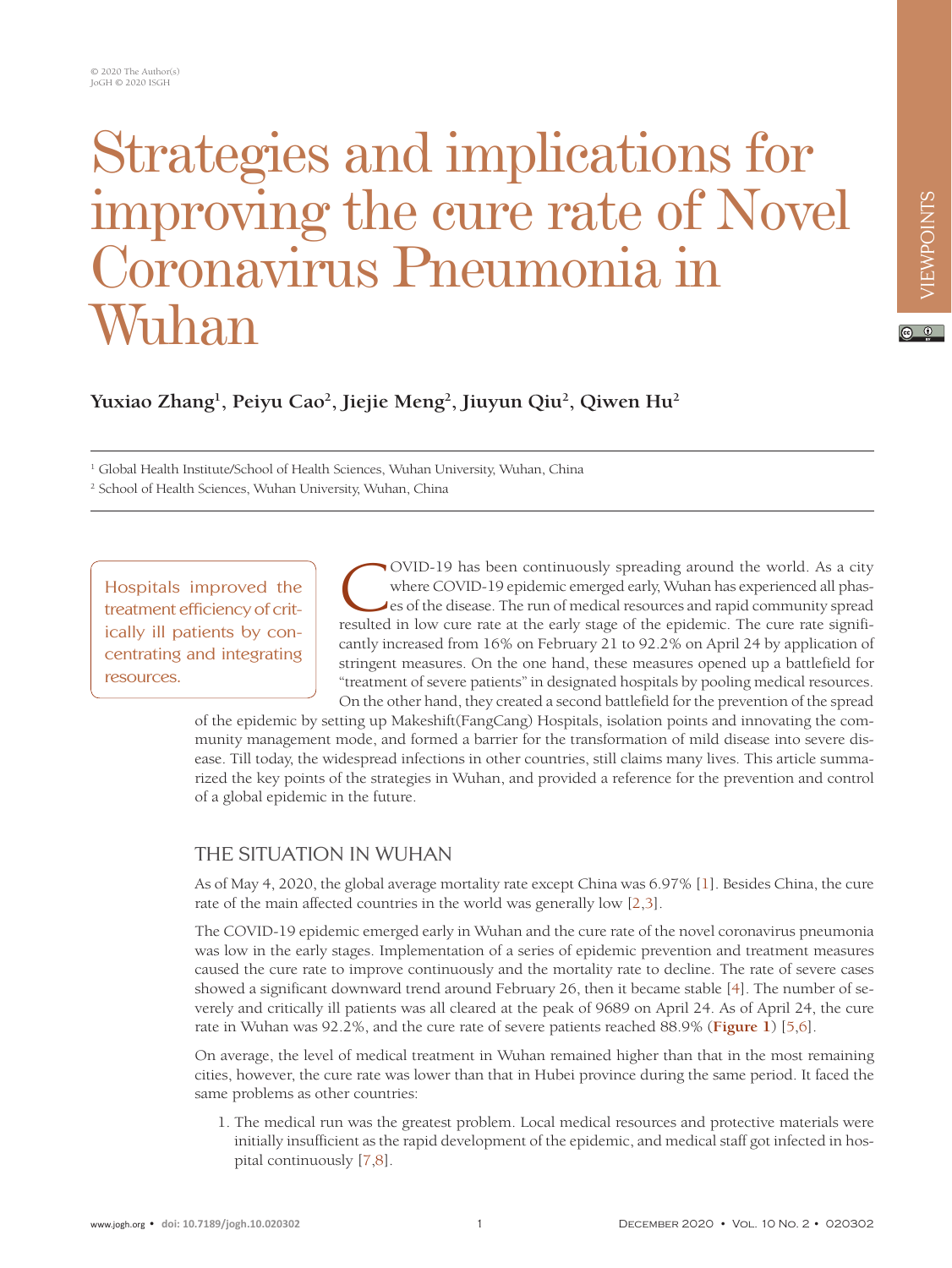# Strategies and implications for improving the cure rate of Novel Coronavirus Pneumonia in Wuhan

**Yuxiao Zhang[1], Peiyu Cao[2], Jiejie Meng[2], Jiuyun Qiu[2], Qiwen Hu[2]**

[1] Global Health Institute/School of Health Sciences, Wuhan University, Wuhan, China

[2] School of Health Sciences, Wuhan University, Wuhan, China

> Hospitals improved the treatment efficiency of critically ill patients by concentrating and integrating resources.

COVID-19 has been continuously spreading around the world. As a city where COVID-19 epidemic emerged early, Wuhan has experienced all phases of the disease. The run of medical resources and rapid community spread resulted in low cure rate at the early stage of the epidemic. The cure rate significantly increased from 16% on February 21 to 92.2% on April 24 by application of stringent measures. On the one hand, these measures opened up a battlefield for "treatment of severe patients" in designated hospitals by pooling medical resources. On the other hand, they created a second battlefield for the prevention of the spread of the epidemic by setting up Makeshift(FangCang) Hospitals, isolation points and innovating the community management mode, and formed a barrier for the transformation of mild disease into severe disease. Till today, the widespread infections in other countries, still claims many lives. This article summarized the key points of the strategies in Wuhan, and provided a reference for the prevention and control of a global epidemic in the future.

## THE SITUATION IN WUHAN

As of May 4, 2020, the global average mortality rate except China was 6.97% [1]. Besides China, the cure rate of the main affected countries in the world was generally low [2,3].

The COVID-19 epidemic emerged early in Wuhan and the cure rate of the novel coronavirus pneumonia was low in the early stages. Implementation of a series of epidemic prevention and treatment measures caused the cure rate to improve continuously and the mortality rate to decline. The rate of severe cases showed a significant downward trend around February 26, then it became stable [4]. The number of severely and critically ill patients was all cleared at the peak of 9689 on April 24. As of April 24, the cure rate in Wuhan was 92.2%, and the cure rate of severe patients reached 88.9% (**Figure 1**) [5,6].

On average, the level of medical treatment in Wuhan remained higher than that in the most remaining cities, however, the cure rate was lower than that in Hubei province during the same period. It faced the same problems as other countries:

1. The medical run was the greatest problem. Local medical resources and protective materials were initially insufficient as the rapid development of the epidemic, and medical staff got infected in hospital continuously [7,8].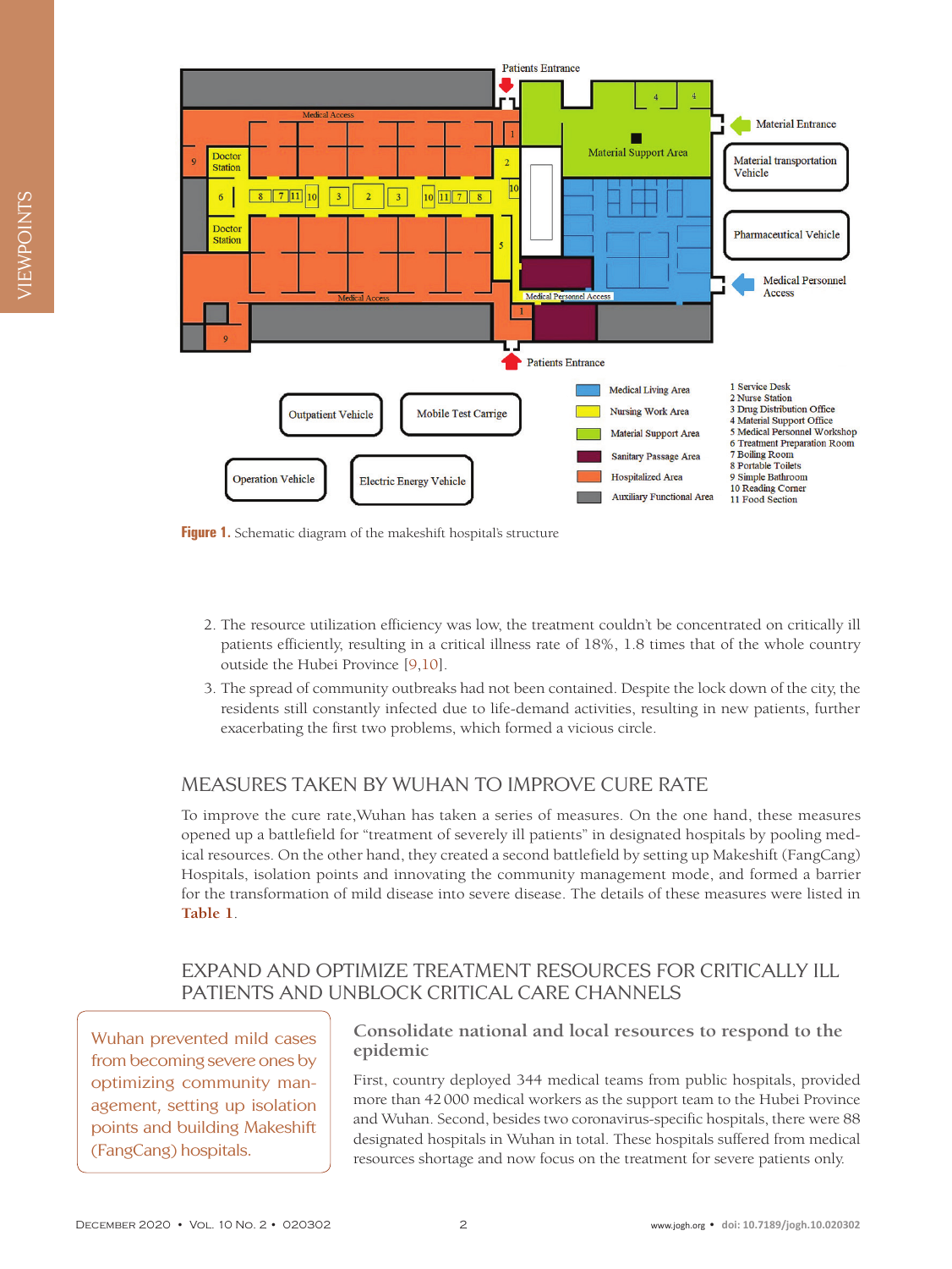Figure 1. Schematic diagram of the makeshift hospital's structure

2. The resource utilization efficiency was low, the treatment couldn't be concentrated on critically ill patients efficiently, resulting in a critical illness rate of 18%, 1.8 times that of the whole country outside the Hubei Province [9,10].
3. The spread of community outbreaks had not been contained. Despite the lock down of the city, the residents still constantly infected due to life-demand activities, resulting in new patients, further exacerbating the first two problems, which formed a vicious circle.

## MEASURES TAKEN BY WUHAN TO IMPROVE CURE RATE

To improve the cure rate,Wuhan has taken a series of measures. On the one hand, these measures opened up a battlefield for "treatment of severely ill patients" in designated hospitals by pooling medical resources. On the other hand, they created a second battlefield by setting up Makeshift (FangCang) Hospitals, isolation points and innovating the community management mode, and formed a barrier for the transformation of mild disease into severe disease. The details of these measures were listed in Table 1.

## EXPAND AND OPTIMIZE TREATMENT RESOURCES FOR CRITICALLY ILL PATIENTS AND UNBLOCK CRITICAL CARE CHANNELS

> Wuhan prevented mild cases from becoming severe ones by optimizing community management, setting up isolation points and building Makeshift (FangCang) hospitals.

### Consolidate national and local resources to respond to the epidemic

First, country deployed 344 medical teams from public hospitals, provided more than 42 000 medical workers as the support team to the Hubei Province and Wuhan. Second, besides two coronavirus-specific hospitals, there were 88 designated hospitals in Wuhan in total. These hospitals suffered from medical resources shortage and now focus on the treatment for severe patients only.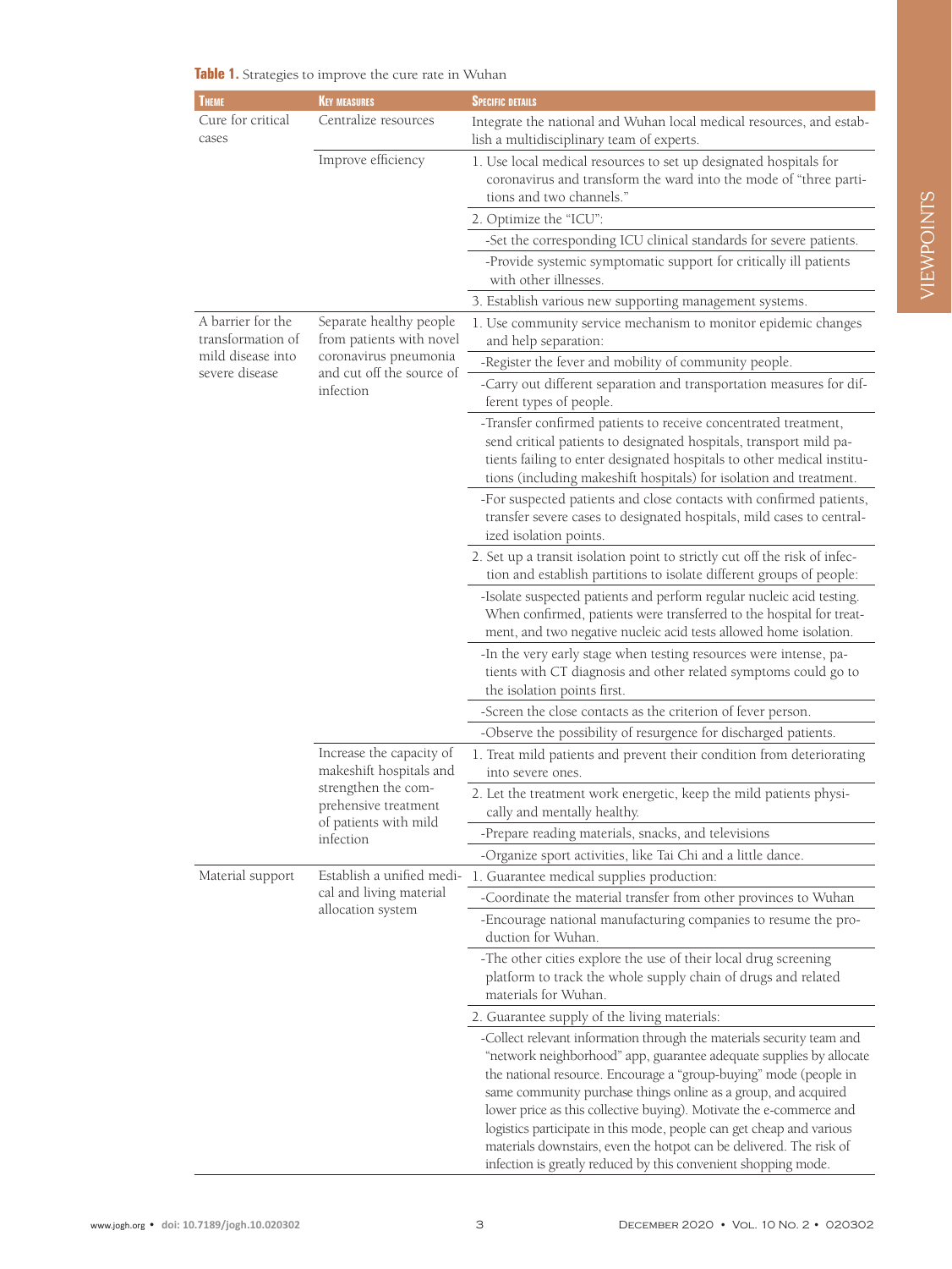**Table 1.** Strategies to improve the cure rate in Wuhan

| Theme | Key measures | Specific details |
|---|---|---|
| Cure for critical cases | Centralize resources | Integrate the national and Wuhan local medical resources, and establish a multidisciplinary team of experts. |
| | Improve efficiency | 1. Use local medical resources to set up designated hospitals for coronavirus and transform the ward into the mode of "three partitions and two channels." |
| | | 2. Optimize the "ICU": |
| | | -Set the corresponding ICU clinical standards for severe patients. |
| | | -Provide systemic symptomatic support for critically ill patients with other illnesses. |
| | | 3. Establish various new supporting management systems. |
| A barrier for the transformation of mild disease into severe disease | Separate healthy people from patients with novel coronavirus pneumonia and cut off the source of infection | 1. Use community service mechanism to monitor epidemic changes and help separation: |
| | | -Register the fever and mobility of community people. |
| | | -Carry out different separation and transportation measures for different types of people. |
| | | -Transfer confirmed patients to receive concentrated treatment, send critical patients to designated hospitals, transport mild patients failing to enter designated hospitals to other medical institutions (including makeshift hospitals) for isolation and treatment. |
| | | -For suspected patients and close contacts with confirmed patients, transfer severe cases to designated hospitals, mild cases to centralized isolation points. |
| | | 2. Set up a transit isolation point to strictly cut off the risk of infection and establish partitions to isolate different groups of people: |
| | | -Isolate suspected patients and perform regular nucleic acid testing. When confirmed, patients were transferred to the hospital for treatment, and two negative nucleic acid tests allowed home isolation. |
| | | -In the very early stage when testing resources were intense, patients with CT diagnosis and other related symptoms could go to the isolation points first. |
| | | -Screen the close contacts as the criterion of fever person. |
| | | -Observe the possibility of resurgence for discharged patients. |
| | Increase the capacity of makeshift hospitals and strengthen the comprehensive treatment of patients with mild infection | 1. Treat mild patients and prevent their condition from deteriorating into severe ones. |
| | | 2. Let the treatment work energetic, keep the mild patients physically and mentally healthy. |
| | | -Prepare reading materials, snacks, and televisions |
| | | -Organize sport activities, like Tai Chi and a little dance. |
| Material support | Establish a unified medical and living material allocation system | 1. Guarantee medical supplies production: |
| | | -Coordinate the material transfer from other provinces to Wuhan |
| | | -Encourage national manufacturing companies to resume the production for Wuhan. |
| | | -The other cities explore the use of their local drug screening platform to track the whole supply chain of drugs and related materials for Wuhan. |
| | | 2. Guarantee supply of the living materials: |
| | | -Collect relevant information through the materials security team and "network neighborhood" app, guarantee adequate supplies by allocate the national resource. Encourage a "group-buying" mode (people in same community purchase things online as a group, and acquired lower price as this collective buying). Motivate the e-commerce and logistics participate in this mode, people can get cheap and various materials downstairs, even the hotpot can be delivered. The risk of infection is greatly reduced by this convenient shopping mode. |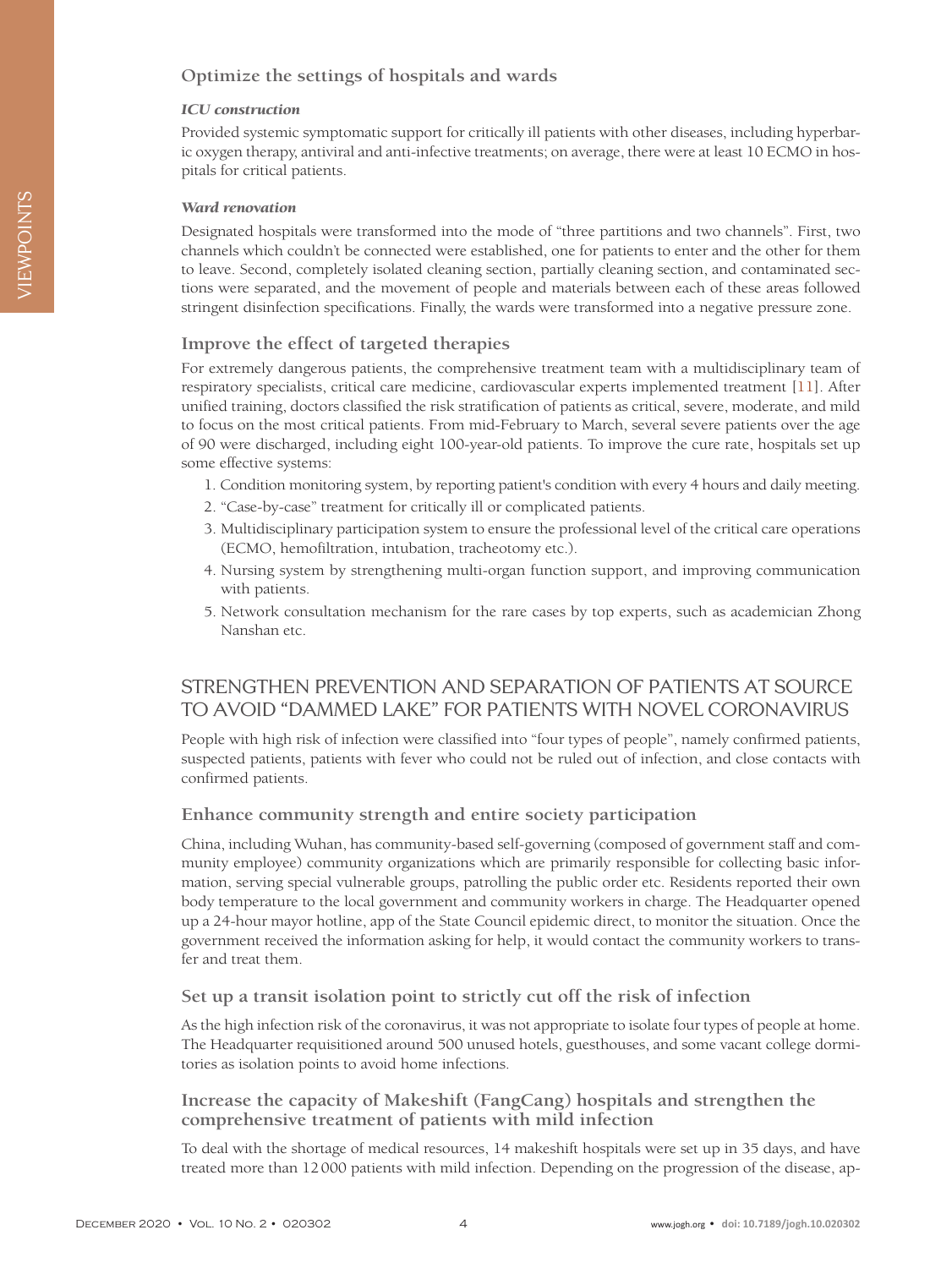### Optimize the settings of hospitals and wards

#### *ICU construction*

Provided systemic symptomatic support for critically ill patients with other diseases, including hyperbaric oxygen therapy, antiviral and anti-infective treatments; on average, there were at least 10 ECMO in hospitals for critical patients.

#### *Ward renovation*

Designated hospitals were transformed into the mode of "three partitions and two channels". First, two channels which couldn't be connected were established, one for patients to enter and the other for them to leave. Second, completely isolated cleaning section, partially cleaning section, and contaminated sections were separated, and the movement of people and materials between each of these areas followed stringent disinfection specifications. Finally, the wards were transformed into a negative pressure zone.

### Improve the effect of targeted therapies

For extremely dangerous patients, the comprehensive treatment team with a multidisciplinary team of respiratory specialists, critical care medicine, cardiovascular experts implemented treatment [11]. After unified training, doctors classified the risk stratification of patients as critical, severe, moderate, and mild to focus on the most critical patients. From mid-February to March, several severe patients over the age of 90 were discharged, including eight 100-year-old patients. To improve the cure rate, hospitals set up some effective systems:

1. Condition monitoring system, by reporting patient's condition with every 4 hours and daily meeting.
2. "Case-by-case" treatment for critically ill or complicated patients.
3. Multidisciplinary participation system to ensure the professional level of the critical care operations (ECMO, hemofiltration, intubation, tracheotomy etc.).
4. Nursing system by strengthening multi-organ function support, and improving communication with patients.
5. Network consultation mechanism for the rare cases by top experts, such as academician Zhong Nanshan etc.

## STRENGTHEN PREVENTION AND SEPARATION OF PATIENTS AT SOURCE TO AVOID "DAMMED LAKE" FOR PATIENTS WITH NOVEL CORONAVIRUS

People with high risk of infection were classified into "four types of people", namely confirmed patients, suspected patients, patients with fever who could not be ruled out of infection, and close contacts with confirmed patients.

### Enhance community strength and entire society participation

China, including Wuhan, has community-based self-governing (composed of government staff and community employee) community organizations which are primarily responsible for collecting basic information, serving special vulnerable groups, patrolling the public order etc. Residents reported their own body temperature to the local government and community workers in charge. The Headquarter opened up a 24-hour mayor hotline, app of the State Council epidemic direct, to monitor the situation. Once the government received the information asking for help, it would contact the community workers to transfer and treat them.

### Set up a transit isolation point to strictly cut off the risk of infection

As the high infection risk of the coronavirus, it was not appropriate to isolate four types of people at home. The Headquarter requisitioned around 500 unused hotels, guesthouses, and some vacant college dormitories as isolation points to avoid home infections.

### Increase the capacity of Makeshift (FangCang) hospitals and strengthen the comprehensive treatment of patients with mild infection

To deal with the shortage of medical resources, 14 makeshift hospitals were set up in 35 days, and have treated more than 12 000 patients with mild infection. Depending on the progression of the disease, ap-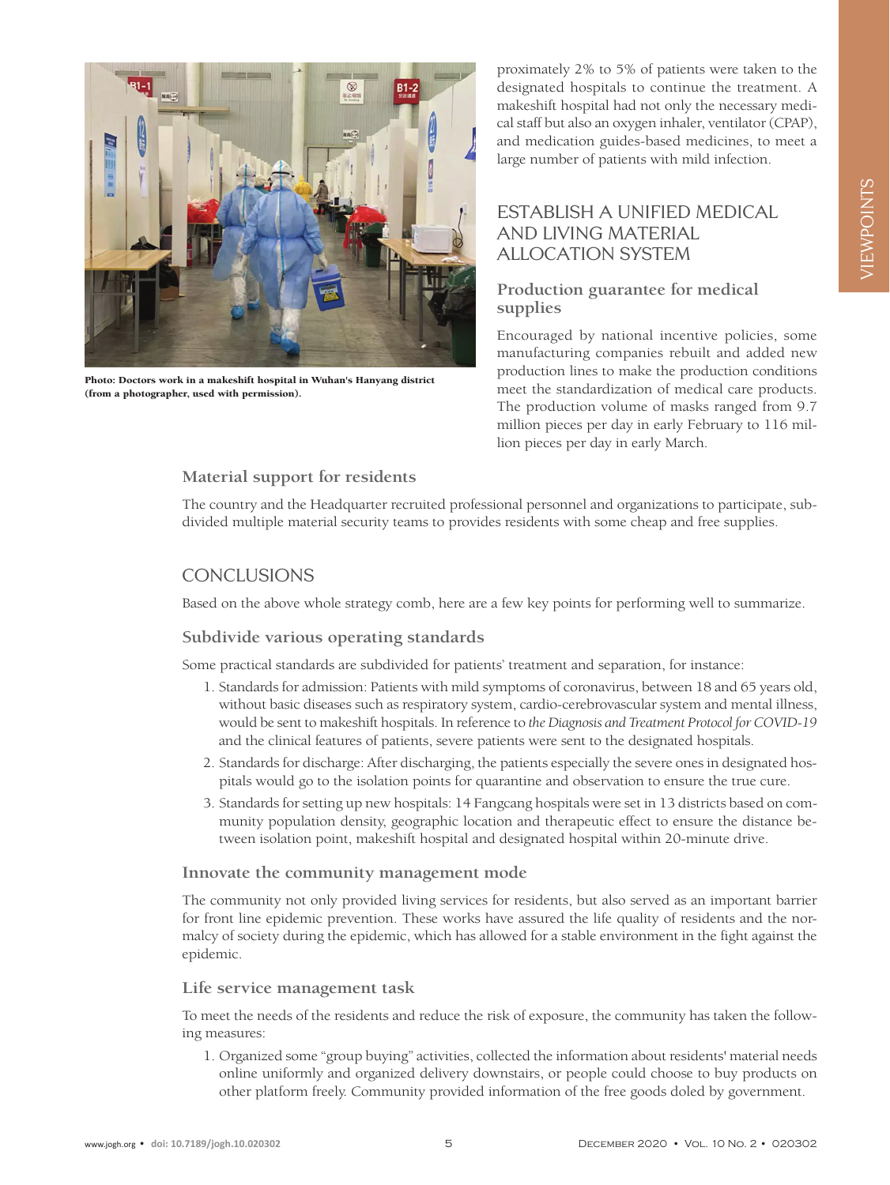Photo: Doctors work in a makeshift hospital in Wuhan's Hanyang district (from a photographer, used with permission).

proximately 2% to 5% of patients were taken to the designated hospitals to continue the treatment. A makeshift hospital had not only the necessary medical staff but also an oxygen inhaler, ventilator (CPAP), and medication guides-based medicines, to meet a large number of patients with mild infection.

## ESTABLISH A UNIFIED MEDICAL AND LIVING MATERIAL ALLOCATION SYSTEM

### Production guarantee for medical supplies

Encouraged by national incentive policies, some manufacturing companies rebuilt and added new production lines to make the production conditions meet the standardization of medical care products. The production volume of masks ranged from 9.7 million pieces per day in early February to 116 million pieces per day in early March.

### Material support for residents

The country and the Headquarter recruited professional personnel and organizations to participate, subdivided multiple material security teams to provides residents with some cheap and free supplies.

## CONCLUSIONS

Based on the above whole strategy comb, here are a few key points for performing well to summarize.

### Subdivide various operating standards

Some practical standards are subdivided for patients' treatment and separation, for instance:

1. Standards for admission: Patients with mild symptoms of coronavirus, between 18 and 65 years old, without basic diseases such as respiratory system, cardio-cerebrovascular system and mental illness, would be sent to makeshift hospitals. In reference to *the Diagnosis and Treatment Protocol for COVID-19* and the clinical features of patients, severe patients were sent to the designated hospitals.
2. Standards for discharge: After discharging, the patients especially the severe ones in designated hospitals would go to the isolation points for quarantine and observation to ensure the true cure.
3. Standards for setting up new hospitals: 14 Fangcang hospitals were set in 13 districts based on community population density, geographic location and therapeutic effect to ensure the distance between isolation point, makeshift hospital and designated hospital within 20-minute drive.

### Innovate the community management mode

The community not only provided living services for residents, but also served as an important barrier for front line epidemic prevention. These works have assured the life quality of residents and the normalcy of society during the epidemic, which has allowed for a stable environment in the fight against the epidemic.

### Life service management task

To meet the needs of the residents and reduce the risk of exposure, the community has taken the following measures:

1. Organized some "group buying" activities, collected the information about residents' material needs online uniformly and organized delivery downstairs, or people could choose to buy products on other platform freely. Community provided information of the free goods doled by government.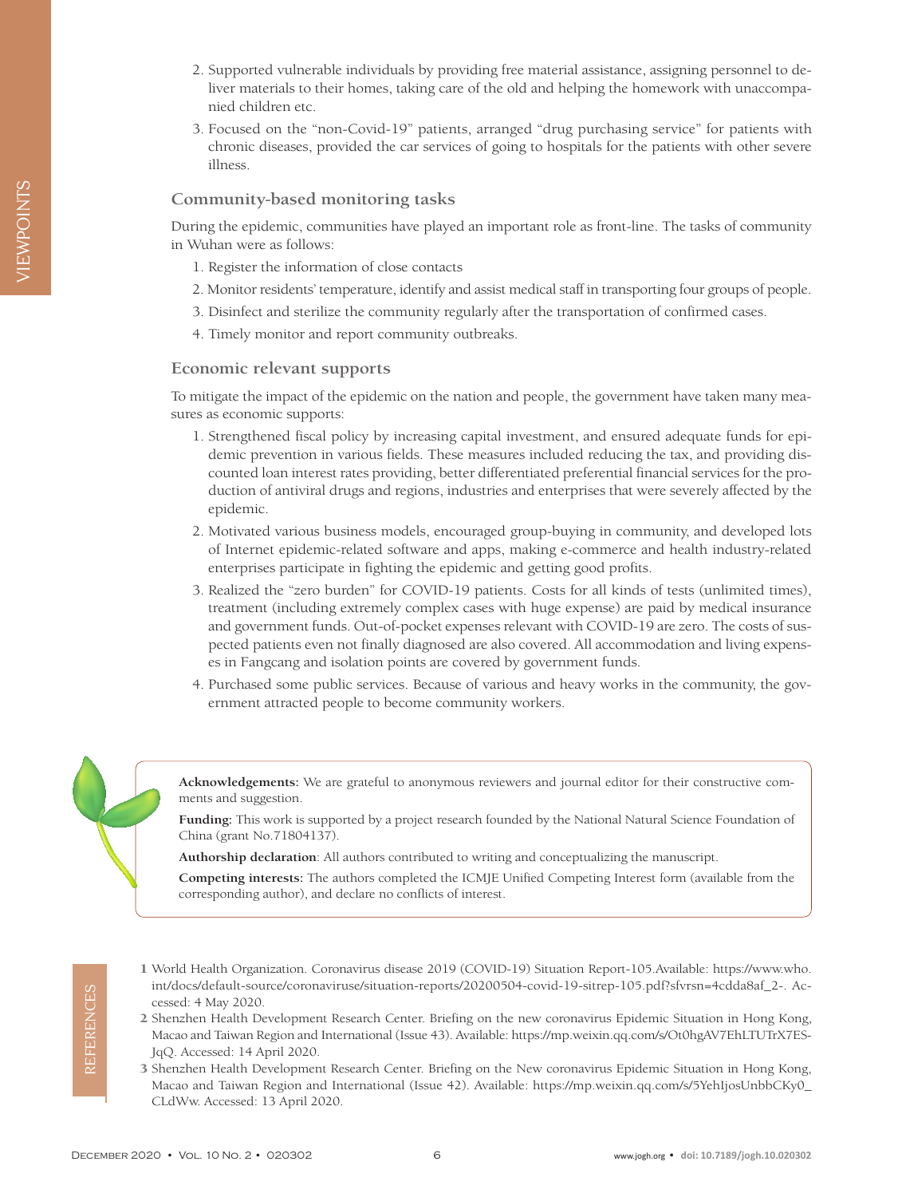2. Supported vulnerable individuals by providing free material assistance, assigning personnel to deliver materials to their homes, taking care of the old and helping the homework with unaccompanied children etc.
3. Focused on the "non-Covid-19" patients, arranged "drug purchasing service" for patients with chronic diseases, provided the car services of going to hospitals for the patients with other severe illness.

### Community-based monitoring tasks

During the epidemic, communities have played an important role as front-line. The tasks of community in Wuhan were as follows:

1. Register the information of close contacts
2. Monitor residents' temperature, identify and assist medical staff in transporting four groups of people.
3. Disinfect and sterilize the community regularly after the transportation of confirmed cases.
4. Timely monitor and report community outbreaks.

### Economic relevant supports

To mitigate the impact of the epidemic on the nation and people, the government have taken many measures as economic supports:

1. Strengthened fiscal policy by increasing capital investment, and ensured adequate funds for epidemic prevention in various fields. These measures included reducing the tax, and providing discounted loan interest rates providing, better differentiated preferential financial services for the production of antiviral drugs and regions, industries and enterprises that were severely affected by the epidemic.
2. Motivated various business models, encouraged group-buying in community, and developed lots of Internet epidemic-related software and apps, making e-commerce and health industry-related enterprises participate in fighting the epidemic and getting good profits.
3. Realized the "zero burden" for COVID-19 patients. Costs for all kinds of tests (unlimited times), treatment (including extremely complex cases with huge expense) are paid by medical insurance and government funds. Out-of-pocket expenses relevant with COVID-19 are zero. The costs of suspected patients even not finally diagnosed are also covered. All accommodation and living expenses in Fangcang and isolation points are covered by government funds.
4. Purchased some public services. Because of various and heavy works in the community, the government attracted people to become community workers.

**Acknowledgements:** We are grateful to anonymous reviewers and journal editor for their constructive comments and suggestion.

**Funding:** This work is supported by a project research founded by the National Natural Science Foundation of China (grant No.71804137).

**Authorship declaration**: All authors contributed to writing and conceptualizing the manuscript.

**Competing interests:** The authors completed the ICMJE Unified Competing Interest form (available from the corresponding author), and declare no conflicts of interest.

## REFERENCES

1 World Health Organization. Coronavirus disease 2019 (COVID-19) Situation Report-105.Available: https://www.who.int/docs/default-source/coronaviruse/situation-reports/20200504-covid-19-sitrep-105.pdf?sfvrsn=4cdda8af_2-. Accessed: 4 May 2020.

2 Shenzhen Health Development Research Center. Briefing on the new coronavirus Epidemic Situation in Hong Kong, Macao and Taiwan Region and International (Issue 43). Available: https://mp.weixin.qq.com/s/Ot0hgAV7EhLTUTrX7ES-JqQ. Accessed: 14 April 2020.

3 Shenzhen Health Development Research Center. Briefing on the New coronavirus Epidemic Situation in Hong Kong, Macao and Taiwan Region and International (Issue 42). Available: https://mp.weixin.qq.com/s/5YehIjosUnbbCKy0_CLdWw. Accessed: 13 April 2020.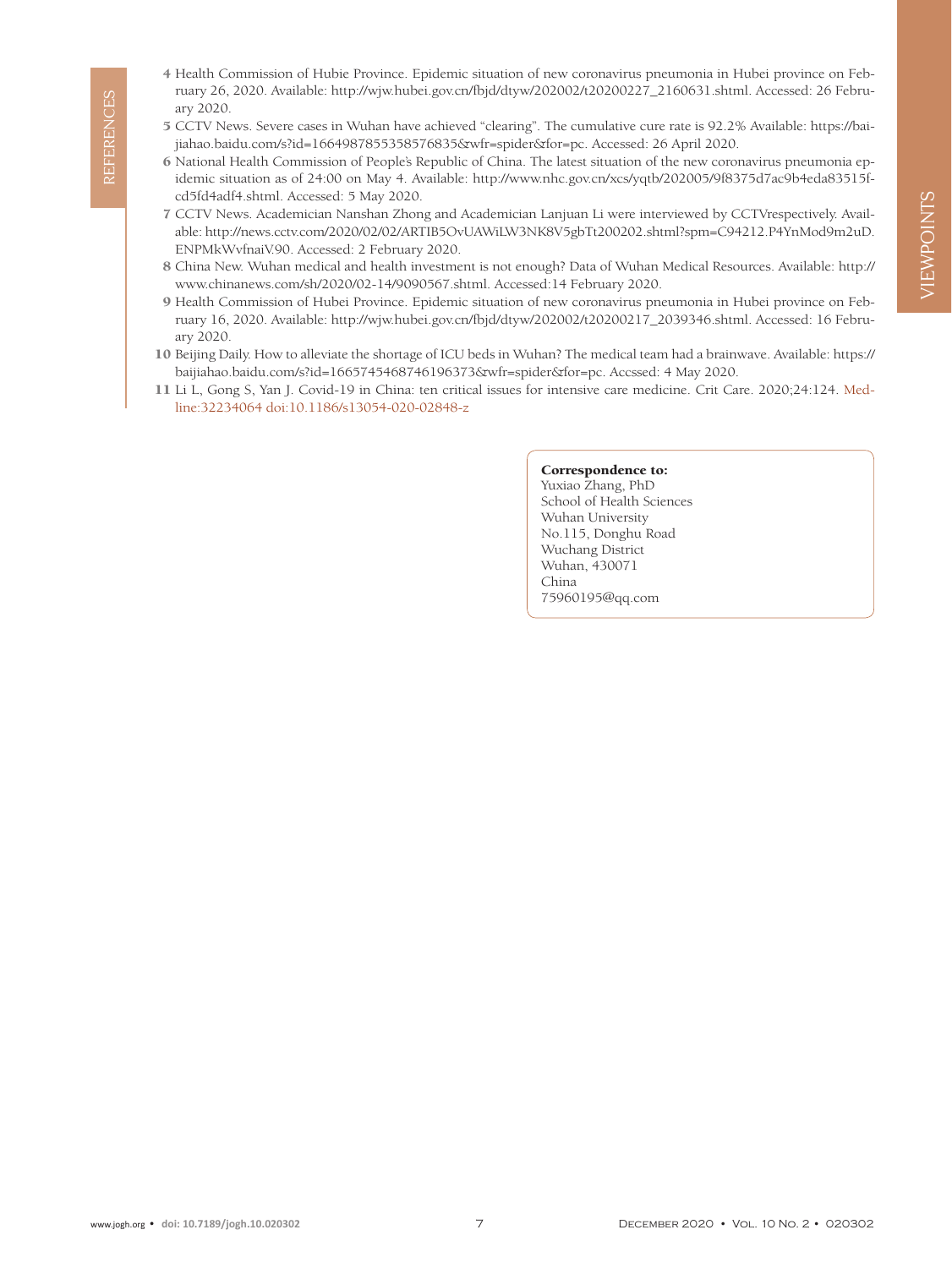4 Health Commission of Hubie Province. Epidemic situation of new coronavirus pneumonia in Hubei province on February 26, 2020. Available: http://wjw.hubei.gov.cn/fbjd/dtyw/202002/t20200227_2160631.shtml. Accessed: 26 February 2020.

5 CCTV News. Severe cases in Wuhan have achieved “clearing”. The cumulative cure rate is 92.2% Available: https://baijiahao.baidu.com/s?id=1664987855358576835&wfr=spider&for=pc. Accessed: 26 April 2020.

6 National Health Commission of People's Republic of China. The latest situation of the new coronavirus pneumonia epidemic situation as of 24:00 on May 4. Available: http://www.nhc.gov.cn/xcs/yqtb/202005/9f8375d7ac9b4eda83515fcd5fd4adf4.shtml. Accessed: 5 May 2020.

7 CCTV News. Academician Nanshan Zhong and Academician Lanjuan Li were interviewed by CCTVrespectively. Available: http://news.cctv.com/2020/02/02/ARTIB5OvUAWiLW3NK8V5gbTt200202.shtml?spm=C94212.P4YnMod9m2uD.ENPMkWvfnaiV.90. Accessed: 2 February 2020.

8 China New. Wuhan medical and health investment is not enough? Data of Wuhan Medical Resources. Available: http://www.chinanews.com/sh/2020/02-14/9090567.shtml. Accessed:14 February 2020.

9 Health Commission of Hubei Province. Epidemic situation of new coronavirus pneumonia in Hubei province on February 16, 2020. Available: http://wjw.hubei.gov.cn/fbjd/dtyw/202002/t20200217_2039346.shtml. Accessed: 16 February 2020.

10 Beijing Daily. How to alleviate the shortage of ICU beds in Wuhan? The medical team had a brainwave. Available: https://baijiahao.baidu.com/s?id=1665745468746196373&wfr=spider&for=pc. Accssed: 4 May 2020.

11 Li L, Gong S, Yan J. Covid-19 in China: ten critical issues for intensive care medicine. Crit Care. 2020;24:124. Medline:32234064 doi:10.1186/s13054-020-02848-z

**Correspondence to:**
Yuxiao Zhang, PhD
School of Health Sciences
Wuhan University
No.115, Donghu Road
Wuchang District
Wuhan, 430071
China
75960195@qq.com